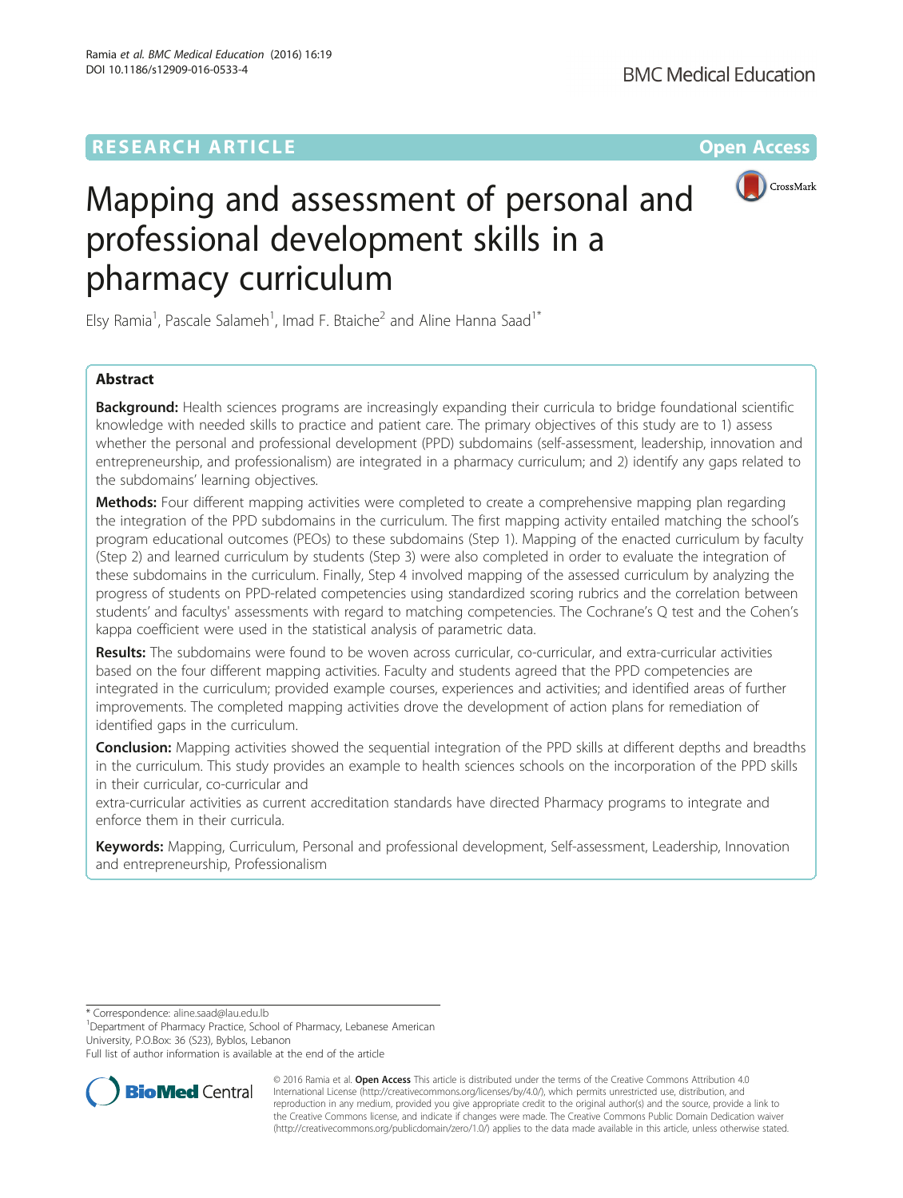RESEARCH ARTICLE

Open Access

# Mapping and assessment of personal and professional development skills in a pharmacy curriculum

Elsy Ramia[1], Pascale Salameh[1], Imad F. Btaiche[2] and Aline Hanna Saad[1*]

## Abstract

**Background:** Health sciences programs are increasingly expanding their curricula to bridge foundational scientific knowledge with needed skills to practice and patient care. The primary objectives of this study are to 1) assess whether the personal and professional development (PPD) subdomains (self-assessment, leadership, innovation and entrepreneurship, and professionalism) are integrated in a pharmacy curriculum; and 2) identify any gaps related to the subdomains' learning objectives.

**Methods:** Four different mapping activities were completed to create a comprehensive mapping plan regarding the integration of the PPD subdomains in the curriculum. The first mapping activity entailed matching the school's program educational outcomes (PEOs) to these subdomains (Step 1). Mapping of the enacted curriculum by faculty (Step 2) and learned curriculum by students (Step 3) were also completed in order to evaluate the integration of these subdomains in the curriculum. Finally, Step 4 involved mapping of the assessed curriculum by analyzing the progress of students on PPD-related competencies using standardized scoring rubrics and the correlation between students' and facultys' assessments with regard to matching competencies. The Cochrane's Q test and the Cohen's kappa coefficient were used in the statistical analysis of parametric data.

**Results:** The subdomains were found to be woven across curricular, co-curricular, and extra-curricular activities based on the four different mapping activities. Faculty and students agreed that the PPD competencies are integrated in the curriculum; provided example courses, experiences and activities; and identified areas of further improvements. The completed mapping activities drove the development of action plans for remediation of identified gaps in the curriculum.

**Conclusion:** Mapping activities showed the sequential integration of the PPD skills at different depths and breadths in the curriculum. This study provides an example to health sciences schools on the incorporation of the PPD skills in their curricular, co-curricular and extra-curricular activities as current accreditation standards have directed Pharmacy programs to integrate and enforce them in their curricula.

**Keywords:** Mapping, Curriculum, Personal and professional development, Self-assessment, Leadership, Innovation and entrepreneurship, Professionalism

\* Correspondence: aline.saad@lau.edu.lb

[1]Department of Pharmacy Practice, School of Pharmacy, Lebanese American University, P.O.Box: 36 (S23), Byblos, Lebanon

Full list of author information is available at the end of the article

© 2016 Ramia et al. **Open Access** This article is distributed under the terms of the Creative Commons Attribution 4.0 International License (http://creativecommons.org/licenses/by/4.0/), which permits unrestricted use, distribution, and reproduction in any medium, provided you give appropriate credit to the original author(s) and the source, provide a link to the Creative Commons license, and indicate if changes were made. The Creative Commons Public Domain Dedication waiver (http://creativecommons.org/publicdomain/zero/1.0/) applies to the data made available in this article, unless otherwise stated.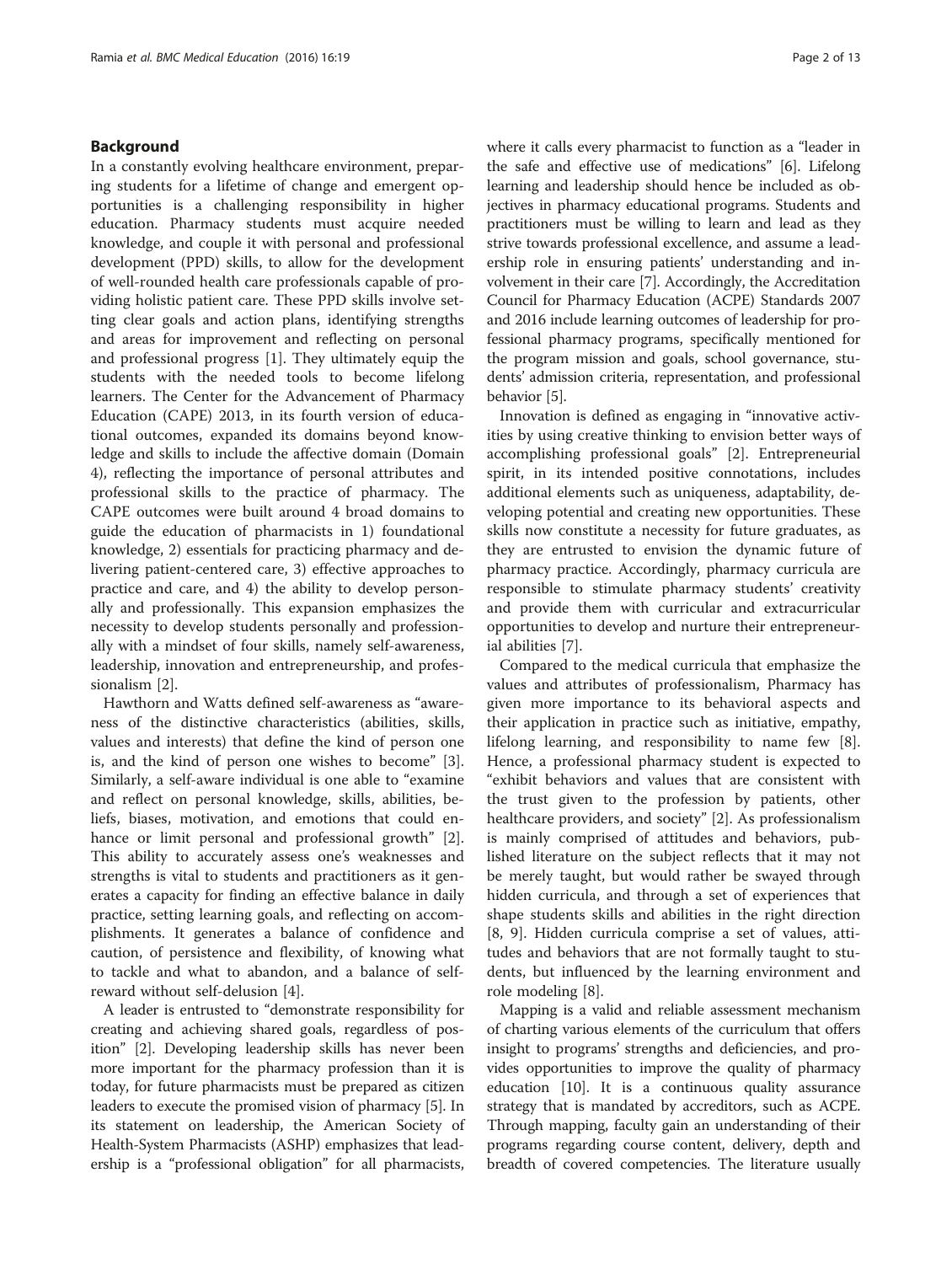## Background

In a constantly evolving healthcare environment, preparing students for a lifetime of change and emergent opportunities is a challenging responsibility in higher education. Pharmacy students must acquire needed knowledge, and couple it with personal and professional development (PPD) skills, to allow for the development of well-rounded health care professionals capable of providing holistic patient care. These PPD skills involve setting clear goals and action plans, identifying strengths and areas for improvement and reflecting on personal and professional progress [1]. They ultimately equip the students with the needed tools to become lifelong learners. The Center for the Advancement of Pharmacy Education (CAPE) 2013, in its fourth version of educational outcomes, expanded its domains beyond knowledge and skills to include the affective domain (Domain 4), reflecting the importance of personal attributes and professional skills to the practice of pharmacy. The CAPE outcomes were built around 4 broad domains to guide the education of pharmacists in 1) foundational knowledge, 2) essentials for practicing pharmacy and delivering patient-centered care, 3) effective approaches to practice and care, and 4) the ability to develop personally and professionally. This expansion emphasizes the necessity to develop students personally and professionally with a mindset of four skills, namely self-awareness, leadership, innovation and entrepreneurship, and professionalism [2].

Hawthorn and Watts defined self-awareness as "awareness of the distinctive characteristics (abilities, skills, values and interests) that define the kind of person one is, and the kind of person one wishes to become" [3]. Similarly, a self-aware individual is one able to "examine and reflect on personal knowledge, skills, abilities, beliefs, biases, motivation, and emotions that could enhance or limit personal and professional growth" [2]. This ability to accurately assess one's weaknesses and strengths is vital to students and practitioners as it generates a capacity for finding an effective balance in daily practice, setting learning goals, and reflecting on accomplishments. It generates a balance of confidence and caution, of persistence and flexibility, of knowing what to tackle and what to abandon, and a balance of self-reward without self-delusion [4].

A leader is entrusted to "demonstrate responsibility for creating and achieving shared goals, regardless of position" [2]. Developing leadership skills has never been more important for the pharmacy profession than it is today, for future pharmacists must be prepared as citizen leaders to execute the promised vision of pharmacy [5]. In its statement on leadership, the American Society of Health-System Pharmacists (ASHP) emphasizes that leadership is a "professional obligation" for all pharmacists, where it calls every pharmacist to function as a "leader in the safe and effective use of medications" [6]. Lifelong learning and leadership should hence be included as objectives in pharmacy educational programs. Students and practitioners must be willing to learn and lead as they strive towards professional excellence, and assume a leadership role in ensuring patients' understanding and involvement in their care [7]. Accordingly, the Accreditation Council for Pharmacy Education (ACPE) Standards 2007 and 2016 include learning outcomes of leadership for professional pharmacy programs, specifically mentioned for the program mission and goals, school governance, students' admission criteria, representation, and professional behavior [5].

Innovation is defined as engaging in "innovative activities by using creative thinking to envision better ways of accomplishing professional goals" [2]. Entrepreneurial spirit, in its intended positive connotations, includes additional elements such as uniqueness, adaptability, developing potential and creating new opportunities. These skills now constitute a necessity for future graduates, as they are entrusted to envision the dynamic future of pharmacy practice. Accordingly, pharmacy curricula are responsible to stimulate pharmacy students' creativity and provide them with curricular and extracurricular opportunities to develop and nurture their entrepreneurial abilities [7].

Compared to the medical curricula that emphasize the values and attributes of professionalism, Pharmacy has given more importance to its behavioral aspects and their application in practice such as initiative, empathy, lifelong learning, and responsibility to name few [8]. Hence, a professional pharmacy student is expected to "exhibit behaviors and values that are consistent with the trust given to the profession by patients, other healthcare providers, and society" [2]. As professionalism is mainly comprised of attitudes and behaviors, published literature on the subject reflects that it may not be merely taught, but would rather be swayed through hidden curricula, and through a set of experiences that shape students skills and abilities in the right direction [8, 9]. Hidden curricula comprise a set of values, attitudes and behaviors that are not formally taught to students, but influenced by the learning environment and role modeling [8].

Mapping is a valid and reliable assessment mechanism of charting various elements of the curriculum that offers insight to programs' strengths and deficiencies, and provides opportunities to improve the quality of pharmacy education [10]. It is a continuous quality assurance strategy that is mandated by accreditors, such as ACPE. Through mapping, faculty gain an understanding of their programs regarding course content, delivery, depth and breadth of covered competencies. The literature usually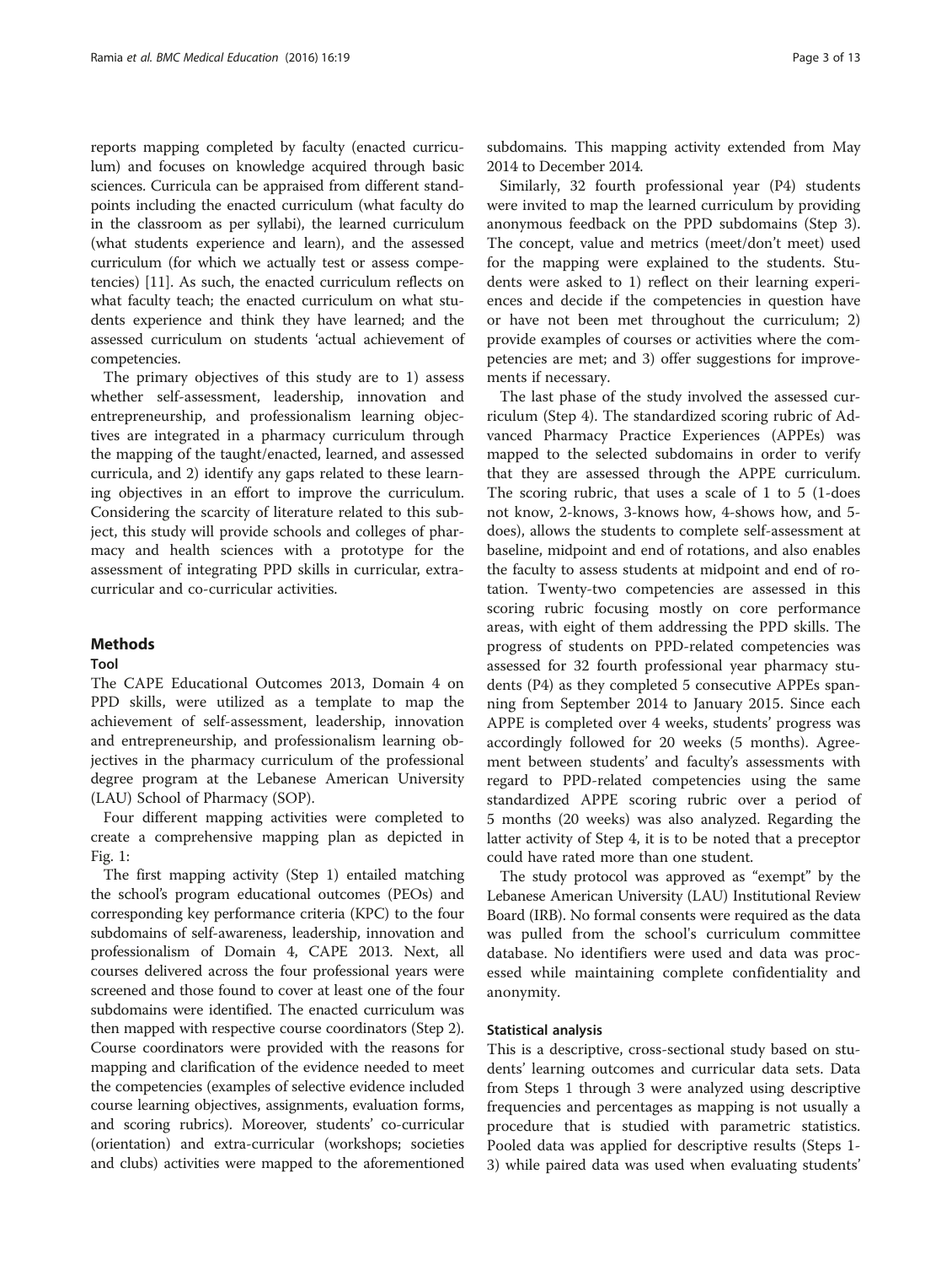reports mapping completed by faculty (enacted curriculum) and focuses on knowledge acquired through basic sciences. Curricula can be appraised from different standpoints including the enacted curriculum (what faculty do in the classroom as per syllabi), the learned curriculum (what students experience and learn), and the assessed curriculum (for which we actually test or assess competencies) [11]. As such, the enacted curriculum reflects on what faculty teach; the enacted curriculum on what students experience and think they have learned; and the assessed curriculum on students 'actual achievement of competencies.

The primary objectives of this study are to 1) assess whether self-assessment, leadership, innovation and entrepreneurship, and professionalism learning objectives are integrated in a pharmacy curriculum through the mapping of the taught/enacted, learned, and assessed curricula, and 2) identify any gaps related to these learning objectives in an effort to improve the curriculum. Considering the scarcity of literature related to this subject, this study will provide schools and colleges of pharmacy and health sciences with a prototype for the assessment of integrating PPD skills in curricular, extracurricular and co-curricular activities.

## Methods

### Tool

The CAPE Educational Outcomes 2013, Domain 4 on PPD skills, were utilized as a template to map the achievement of self-assessment, leadership, innovation and entrepreneurship, and professionalism learning objectives in the pharmacy curriculum of the professional degree program at the Lebanese American University (LAU) School of Pharmacy (SOP).

Four different mapping activities were completed to create a comprehensive mapping plan as depicted in Fig. 1:

The first mapping activity (Step 1) entailed matching the school's program educational outcomes (PEOs) and corresponding key performance criteria (KPC) to the four subdomains of self-awareness, leadership, innovation and professionalism of Domain 4, CAPE 2013. Next, all courses delivered across the four professional years were screened and those found to cover at least one of the four subdomains were identified. The enacted curriculum was then mapped with respective course coordinators (Step 2). Course coordinators were provided with the reasons for mapping and clarification of the evidence needed to meet the competencies (examples of selective evidence included course learning objectives, assignments, evaluation forms, and scoring rubrics). Moreover, students' co-curricular (orientation) and extra-curricular (workshops; societies and clubs) activities were mapped to the aforementioned subdomains. This mapping activity extended from May 2014 to December 2014.

Similarly, 32 fourth professional year (P4) students were invited to map the learned curriculum by providing anonymous feedback on the PPD subdomains (Step 3). The concept, value and metrics (meet/don't meet) used for the mapping were explained to the students. Students were asked to 1) reflect on their learning experiences and decide if the competencies in question have or have not been met throughout the curriculum; 2) provide examples of courses or activities where the competencies are met; and 3) offer suggestions for improvements if necessary.

The last phase of the study involved the assessed curriculum (Step 4). The standardized scoring rubric of Advanced Pharmacy Practice Experiences (APPEs) was mapped to the selected subdomains in order to verify that they are assessed through the APPE curriculum. The scoring rubric, that uses a scale of 1 to 5 (1-does not know, 2-knows, 3-knows how, 4-shows how, and 5-does), allows the students to complete self-assessment at baseline, midpoint and end of rotations, and also enables the faculty to assess students at midpoint and end of rotation. Twenty-two competencies are assessed in this scoring rubric focusing mostly on core performance areas, with eight of them addressing the PPD skills. The progress of students on PPD-related competencies was assessed for 32 fourth professional year pharmacy students (P4) as they completed 5 consecutive APPEs spanning from September 2014 to January 2015. Since each APPE is completed over 4 weeks, students' progress was accordingly followed for 20 weeks (5 months). Agreement between students' and faculty's assessments with regard to PPD-related competencies using the same standardized APPE scoring rubric over a period of 5 months (20 weeks) was also analyzed. Regarding the latter activity of Step 4, it is to be noted that a preceptor could have rated more than one student.

The study protocol was approved as "exempt" by the Lebanese American University (LAU) Institutional Review Board (IRB). No formal consents were required as the data was pulled from the school's curriculum committee database. No identifiers were used and data was processed while maintaining complete confidentiality and anonymity.

### Statistical analysis

This is a descriptive, cross-sectional study based on students' learning outcomes and curricular data sets. Data from Steps 1 through 3 were analyzed using descriptive frequencies and percentages as mapping is not usually a procedure that is studied with parametric statistics. Pooled data was applied for descriptive results (Steps 1-3) while paired data was used when evaluating students'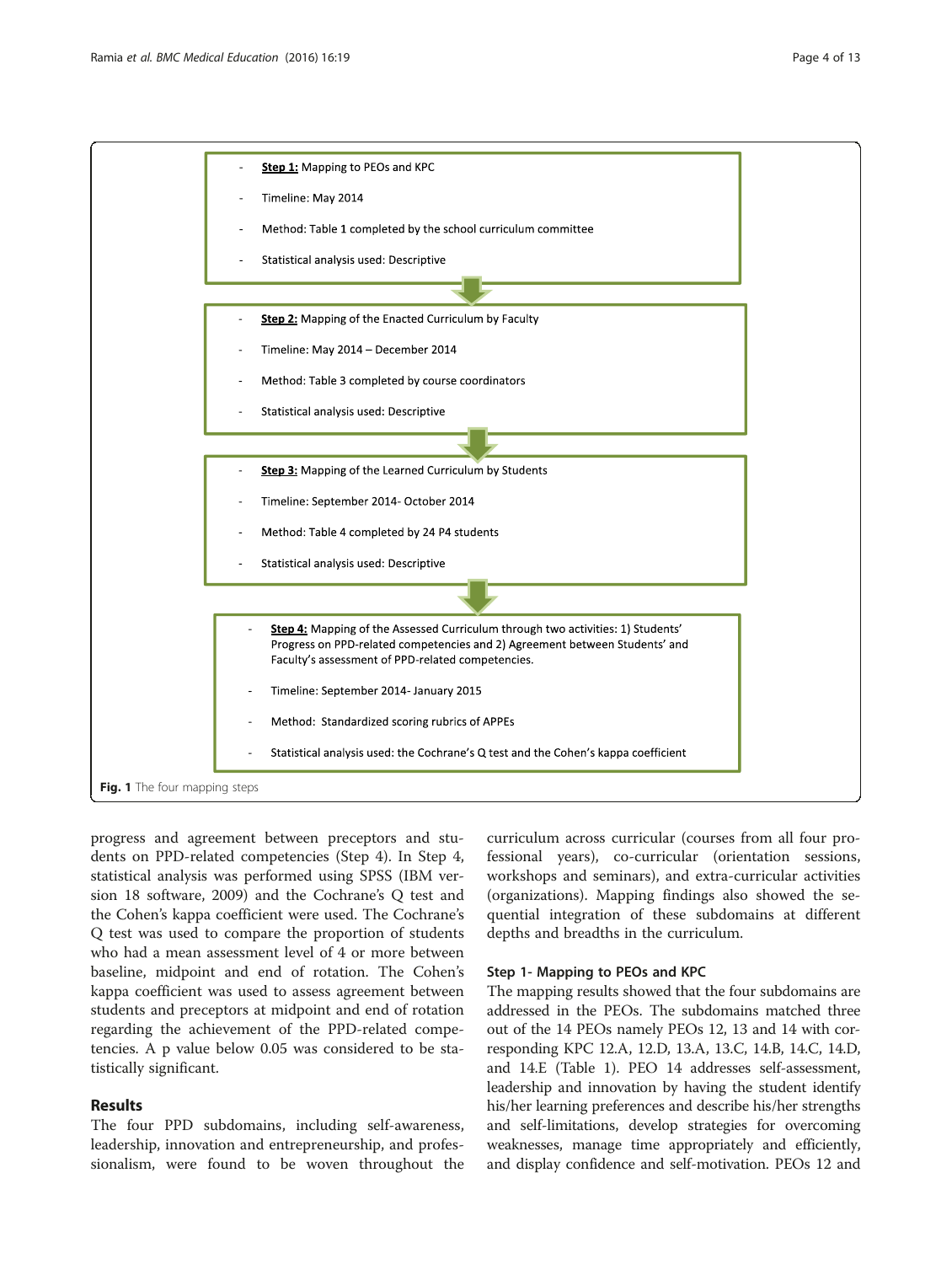- **Step 1:** Mapping to PEOs and KPC
- Timeline: May 2014
- Method: Table 1 completed by the school curriculum committee
- Statistical analysis used: Descriptive

↓

- **Step 2:** Mapping of the Enacted Curriculum by Faculty
- Timeline: May 2014 – December 2014
- Method: Table 3 completed by course coordinators
- Statistical analysis used: Descriptive

↓

- **Step 3:** Mapping of the Learned Curriculum by Students
- Timeline: September 2014- October 2014
- Method: Table 4 completed by 24 P4 students
- Statistical analysis used: Descriptive

↓

- **Step 4:** Mapping of the Assessed Curriculum through two activities: 1) Students' Progress on PPD-related competencies and 2) Agreement between Students' and Faculty's assessment of PPD-related competencies.
- Timeline: September 2014- January 2015
- Method: Standardized scoring rubrics of APPEs
- Statistical analysis used: the Cochrane's Q test and the Cohen's kappa coefficient

**Fig. 1** The four mapping steps

progress and agreement between preceptors and students on PPD-related competencies (Step 4). In Step 4, statistical analysis was performed using SPSS (IBM version 18 software, 2009) and the Cochrane's Q test and the Cohen's kappa coefficient were used. The Cochrane's Q test was used to compare the proportion of students who had a mean assessment level of 4 or more between baseline, midpoint and end of rotation. The Cohen's kappa coefficient was used to assess agreement between students and preceptors at midpoint and end of rotation regarding the achievement of the PPD-related competencies. A p value below 0.05 was considered to be statistically significant.

## Results

The four PPD subdomains, including self-awareness, leadership, innovation and entrepreneurship, and professionalism, were found to be woven throughout the curriculum across curricular (courses from all four professional years), co-curricular (orientation sessions, workshops and seminars), and extra-curricular activities (organizations). Mapping findings also showed the sequential integration of these subdomains at different depths and breadths in the curriculum.

### Step 1- Mapping to PEOs and KPC

The mapping results showed that the four subdomains are addressed in the PEOs. The subdomains matched three out of the 14 PEOs namely PEOs 12, 13 and 14 with corresponding KPC 12.A, 12.D, 13.A, 13.C, 14.B, 14.C, 14.D, and 14.E (Table 1). PEO 14 addresses self-assessment, leadership and innovation by having the student identify his/her learning preferences and describe his/her strengths and self-limitations, develop strategies for overcoming weaknesses, manage time appropriately and efficiently, and display confidence and self-motivation. PEOs 12 and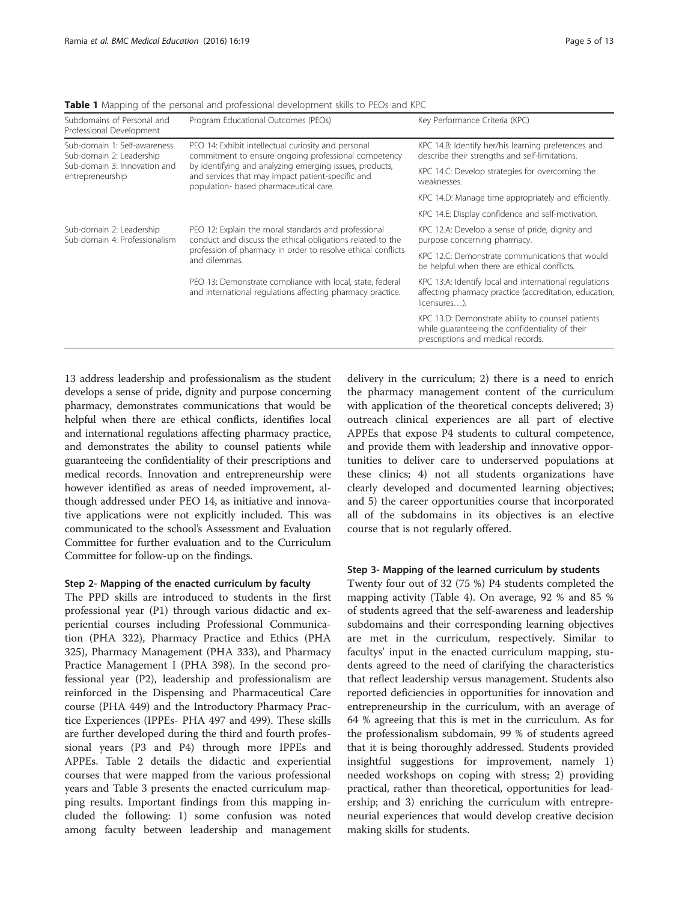**Table 1** Mapping of the personal and professional development skills to PEOs and KPC

| Subdomains of Personal and Professional Development | Program Educational Outcomes (PEOs) | Key Performance Criteria (KPC) |
| --- | --- | --- |
| Sub-domain 1: Self-awareness<br>Sub-domain 2: Leadership<br>Sub-domain 3: Innovation and entrepreneurship | PEO 14: Exhibit intellectual curiosity and personal commitment to ensure ongoing professional competency by identifying and analyzing emerging issues, products, and services that may impact patient-specific and population- based pharmaceutical care. | KPC 14.B: Identify her/his learning preferences and describe their strengths and self-limitations. |
| | | KPC 14.C: Develop strategies for overcoming the weaknesses. |
| | | KPC 14.D: Manage time appropriately and efficiently. |
| | | KPC 14.E: Display confidence and self-motivation. |
| Sub-domain 2: Leadership<br>Sub-domain 4: Professionalism | PEO 12: Explain the moral standards and professional conduct and discuss the ethical obligations related to the profession of pharmacy in order to resolve ethical conflicts and dilemmas. | KPC 12.A: Develop a sense of pride, dignity and purpose concerning pharmacy. |
| | | KPC 12.C: Demonstrate communications that would be helpful when there are ethical conflicts. |
| | PEO 13: Demonstrate compliance with local, state, federal and international regulations affecting pharmacy practice. | KPC 13.A: Identify local and international regulations affecting pharmacy practice (accreditation, education, licensures…). |
| | | KPC 13.D: Demonstrate ability to counsel patients while guaranteeing the confidentiality of their prescriptions and medical records. |

13 address leadership and professionalism as the student develops a sense of pride, dignity and purpose concerning pharmacy, demonstrates communications that would be helpful when there are ethical conflicts, identifies local and international regulations affecting pharmacy practice, and demonstrates the ability to counsel patients while guaranteeing the confidentiality of their prescriptions and medical records. Innovation and entrepreneurship were however identified as areas of needed improvement, although addressed under PEO 14, as initiative and innovative applications were not explicitly included. This was communicated to the school's Assessment and Evaluation Committee for further evaluation and to the Curriculum Committee for follow-up on the findings.

#### Step 2- Mapping of the enacted curriculum by faculty

The PPD skills are introduced to students in the first professional year (P1) through various didactic and experiential courses including Professional Communication (PHA 322), Pharmacy Practice and Ethics (PHA 325), Pharmacy Management (PHA 333), and Pharmacy Practice Management I (PHA 398). In the second professional year (P2), leadership and professionalism are reinforced in the Dispensing and Pharmaceutical Care course (PHA 449) and the Introductory Pharmacy Practice Experiences (IPPEs- PHA 497 and 499). These skills are further developed during the third and fourth professional years (P3 and P4) through more IPPEs and APPEs. Table 2 details the didactic and experiential courses that were mapped from the various professional years and Table 3 presents the enacted curriculum mapping results. Important findings from this mapping included the following: 1) some confusion was noted among faculty between leadership and management delivery in the curriculum; 2) there is a need to enrich the pharmacy management content of the curriculum with application of the theoretical concepts delivered; 3) outreach clinical experiences are all part of elective APPEs that expose P4 students to cultural competence, and provide them with leadership and innovative opportunities to deliver care to underserved populations at these clinics; 4) not all students organizations have clearly developed and documented learning objectives; and 5) the career opportunities course that incorporated all of the subdomains in its objectives is an elective course that is not regularly offered.

#### Step 3- Mapping of the learned curriculum by students

Twenty four out of 32 (75 %) P4 students completed the mapping activity (Table 4). On average, 92 % and 85 % of students agreed that the self-awareness and leadership subdomains and their corresponding learning objectives are met in the curriculum, respectively. Similar to facultys' input in the enacted curriculum mapping, students agreed to the need of clarifying the characteristics that reflect leadership versus management. Students also reported deficiencies in opportunities for innovation and entrepreneurship in the curriculum, with an average of 64 % agreeing that this is met in the curriculum. As for the professionalism subdomain, 99 % of students agreed that it is being thoroughly addressed. Students provided insightful suggestions for improvement, namely 1) needed workshops on coping with stress; 2) providing practical, rather than theoretical, opportunities for leadership; and 3) enriching the curriculum with entrepreneurial experiences that would develop creative decision making skills for students.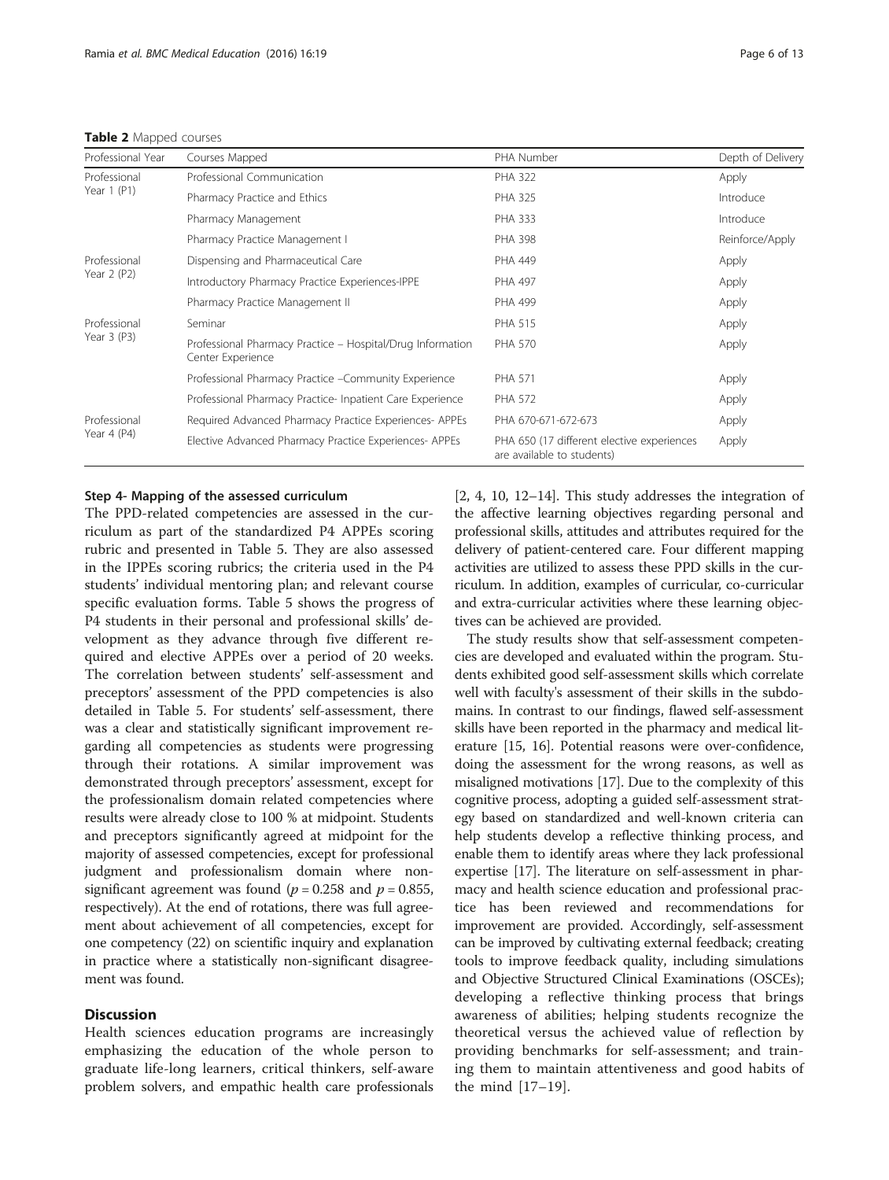**Table 2** Mapped courses

| Professional Year | Courses Mapped | PHA Number | Depth of Delivery |
|---|---|---|---|
| Professional Year 1 (P1) | Professional Communication | PHA 322 | Apply |
| | Pharmacy Practice and Ethics | PHA 325 | Introduce |
| | Pharmacy Management | PHA 333 | Introduce |
| | Pharmacy Practice Management I | PHA 398 | Reinforce/Apply |
| Professional Year 2 (P2) | Dispensing and Pharmaceutical Care | PHA 449 | Apply |
| | Introductory Pharmacy Practice Experiences-IPPE | PHA 497 | Apply |
| | Pharmacy Practice Management II | PHA 499 | Apply |
| Professional Year 3 (P3) | Seminar | PHA 515 | Apply |
| | Professional Pharmacy Practice – Hospital/Drug Information Center Experience | PHA 570 | Apply |
| | Professional Pharmacy Practice –Community Experience | PHA 571 | Apply |
| | Professional Pharmacy Practice- Inpatient Care Experience | PHA 572 | Apply |
| Professional Year 4 (P4) | Required Advanced Pharmacy Practice Experiences- APPEs | PHA 670-671-672-673 | Apply |
| | Elective Advanced Pharmacy Practice Experiences- APPEs | PHA 650 (17 different elective experiences are available to students) | Apply |

#### Step 4- Mapping of the assessed curriculum

The PPD-related competencies are assessed in the curriculum as part of the standardized P4 APPEs scoring rubric and presented in Table 5. They are also assessed in the IPPEs scoring rubrics; the criteria used in the P4 students' individual mentoring plan; and relevant course specific evaluation forms. Table 5 shows the progress of P4 students in their personal and professional skills' development as they advance through five different required and elective APPEs over a period of 20 weeks. The correlation between students' self-assessment and preceptors' assessment of the PPD competencies is also detailed in Table 5. For students' self-assessment, there was a clear and statistically significant improvement regarding all competencies as students were progressing through their rotations. A similar improvement was demonstrated through preceptors' assessment, except for the professionalism domain related competencies where results were already close to 100 % at midpoint. Students and preceptors significantly agreed at midpoint for the majority of assessed competencies, except for professional judgment and professionalism domain where non-significant agreement was found ($p = 0.258$ and $p = 0.855$, respectively). At the end of rotations, there was full agreement about achievement of all competencies, except for one competency (22) on scientific inquiry and explanation in practice where a statistically non-significant disagreement was found.

## Discussion

Health sciences education programs are increasingly emphasizing the education of the whole person to graduate life-long learners, critical thinkers, self-aware problem solvers, and empathic health care professionals [2, 4, 10, 12–14]. This study addresses the integration of the affective learning objectives regarding personal and professional skills, attitudes and attributes required for the delivery of patient-centered care. Four different mapping activities are utilized to assess these PPD skills in the curriculum. In addition, examples of curricular, co-curricular and extra-curricular activities where these learning objectives can be achieved are provided.

The study results show that self-assessment competencies are developed and evaluated within the program. Students exhibited good self-assessment skills which correlate well with faculty's assessment of their skills in the subdomains. In contrast to our findings, flawed self-assessment skills have been reported in the pharmacy and medical literature [15, 16]. Potential reasons were over-confidence, doing the assessment for the wrong reasons, as well as misaligned motivations [17]. Due to the complexity of this cognitive process, adopting a guided self-assessment strategy based on standardized and well-known criteria can help students develop a reflective thinking process, and enable them to identify areas where they lack professional expertise [17]. The literature on self-assessment in pharmacy and health science education and professional practice has been reviewed and recommendations for improvement are provided. Accordingly, self-assessment can be improved by cultivating external feedback; creating tools to improve feedback quality, including simulations and Objective Structured Clinical Examinations (OSCEs); developing a reflective thinking process that brings awareness of abilities; helping students recognize the theoretical versus the achieved value of reflection by providing benchmarks for self-assessment; and training them to maintain attentiveness and good habits of the mind [17–19].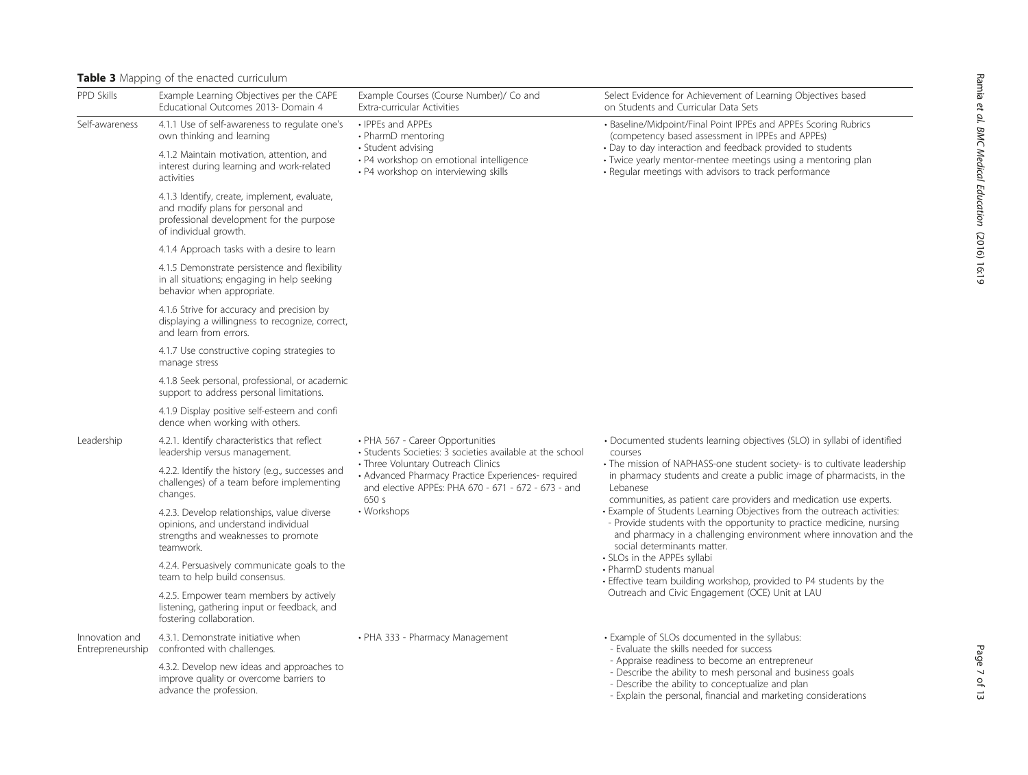**Table 3** Mapping of the enacted curriculum

| PPD Skills | Example Learning Objectives per the CAPE Educational Outcomes 2013- Domain 4 | Example Courses (Course Number)/ Co and Extra-curricular Activities | Select Evidence for Achievement of Learning Objectives based on Students and Curricular Data Sets |
| --- | --- | --- | --- |
| Self-awareness | 4.1.1 Use of self-awareness to regulate one's own thinking and learning | • IPPEs and APPEs<br>• PharmD mentoring<br>• Student advising<br>• P4 workshop on emotional intelligence<br>• P4 workshop on interviewing skills | • Baseline/Midpoint/Final Point IPPEs and APPEs Scoring Rubrics (competency based assessment in IPPEs and APPEs)<br>• Day to day interaction and feedback provided to students<br>• Twice yearly mentor-mentee meetings using a mentoring plan<br>• Regular meetings with advisors to track performance |
| | 4.1.2 Maintain motivation, attention, and interest during learning and work-related activities | | |
| | 4.1.3 Identify, create, implement, evaluate, and modify plans for personal and professional development for the purpose of individual growth. | | |
| | 4.1.4 Approach tasks with a desire to learn | | |
| | 4.1.5 Demonstrate persistence and flexibility in all situations; engaging in help seeking behavior when appropriate. | | |
| | 4.1.6 Strive for accuracy and precision by displaying a willingness to recognize, correct, and learn from errors. | | |
| | 4.1.7 Use constructive coping strategies to manage stress | | |
| | 4.1.8 Seek personal, professional, or academic support to address personal limitations. | | |
| | 4.1.9 Display positive self-esteem and confi dence when working with others. | | |
| Leadership | 4.2.1. Identify characteristics that reflect leadership versus management. | • PHA 567 - Career Opportunities<br>• Students Societies: 3 societies available at the school<br>• Three Voluntary Outreach Clinics<br>• Advanced Pharmacy Practice Experiences- required and elective APPEs: PHA 670 - 671 - 672 - 673 - and 650 s<br>• Workshops | • Documented students learning objectives (SLO) in syllabi of identified courses<br>• The mission of NAPHASS-one student society- is to cultivate leadership in pharmacy students and create a public image of pharmacists, in the Lebanese communities, as patient care providers and medication use experts.<br>• Example of Students Learning Objectives from the outreach activities:<br>- Provide students with the opportunity to practice medicine, nursing and pharmacy in a challenging environment where innovation and the social determinants matter.<br>• SLOs in the APPEs syllabi<br>• PharmD students manual<br>• Effective team building workshop, provided to P4 students by the Outreach and Civic Engagement (OCE) Unit at LAU |
| | 4.2.2. Identify the history (e.g., successes and challenges) of a team before implementing changes. | | |
| | 4.2.3. Develop relationships, value diverse opinions, and understand individual strengths and weaknesses to promote teamwork. | | |
| | 4.2.4. Persuasively communicate goals to the team to help build consensus. | | |
| | 4.2.5. Empower team members by actively listening, gathering input or feedback, and fostering collaboration. | | |
| Innovation and Entrepreneurship | 4.3.1. Demonstrate initiative when confronted with challenges. | • PHA 333 - Pharmacy Management | • Example of SLOs documented in the syllabus:<br>- Evaluate the skills needed for success<br>- Appraise readiness to become an entrepreneur<br>- Describe the ability to mesh personal and business goals<br>- Describe the ability to conceptualize and plan<br>- Explain the personal, financial and marketing considerations |
| | 4.3.2. Develop new ideas and approaches to improve quality or overcome barriers to advance the profession. | | |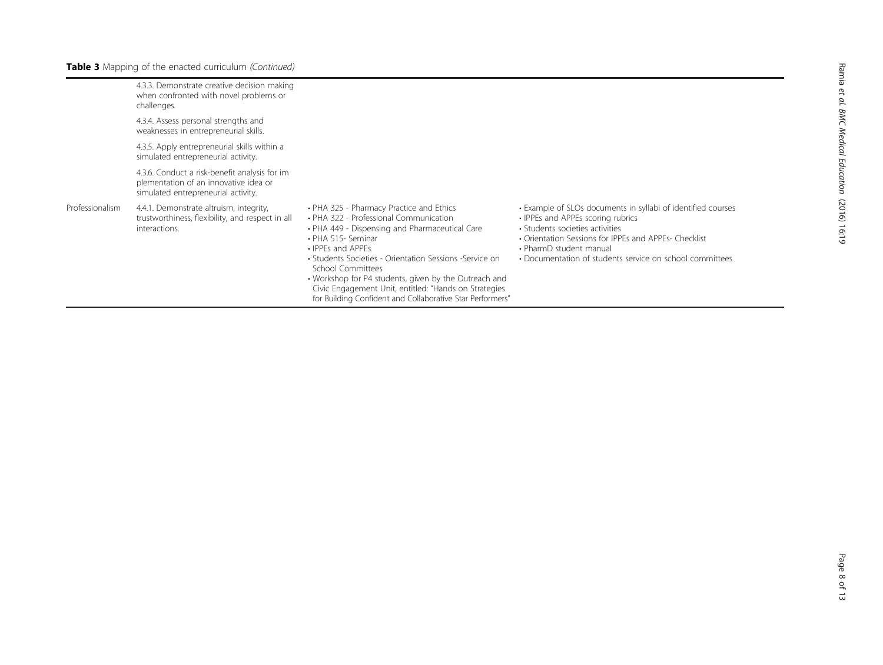**Table 3** Mapping of the enacted curriculum *(Continued)*

| | | | |
|---|---|---|---|
| | 4.3.3. Demonstrate creative decision making when confronted with novel problems or challenges. | | |
| | 4.3.4. Assess personal strengths and weaknesses in entrepreneurial skills. | | |
| | 4.3.5. Apply entrepreneurial skills within a simulated entrepreneurial activity. | | |
| | 4.3.6. Conduct a risk-benefit analysis for im plementation of an innovative idea or simulated entrepreneurial activity. | | |
| Professionalism | 4.4.1. Demonstrate altruism, integrity, trustworthiness, flexibility, and respect in all interactions. | • PHA 325 - Pharmacy Practice and Ethics<br>• PHA 322 - Professional Communication<br>• PHA 449 - Dispensing and Pharmaceutical Care<br>• PHA 515- Seminar<br>• IPPEs and APPEs<br>• Students Societies - Orientation Sessions -Service on School Committees<br>• Workshop for P4 students, given by the Outreach and Civic Engagement Unit, entitled: "Hands on Strategies for Building Confident and Collaborative Star Performers" | • Example of SLOs documents in syllabi of identified courses<br>• IPPEs and APPEs scoring rubrics<br>• Students societies activities<br>• Orientation Sessions for IPPEs and APPEs- Checklist<br>• PharmD student manual<br>• Documentation of students service on school committees |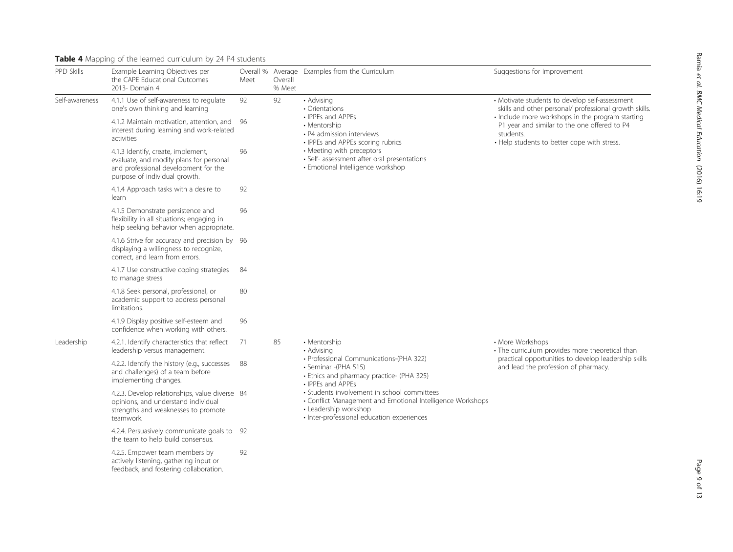**Table 4** Mapping of the learned curriculum by 24 P4 students

| PPD Skills | Example Learning Objectives per the CAPE Educational Outcomes 2013- Domain 4 | Overall % Meet | Average Overall % Meet | Examples from the Curriculum | Suggestions for Improvement |
| --- | --- | --- | --- | --- | --- |
| Self-awareness | 4.1.1 Use of self-awareness to regulate one's own thinking and learning | 92 | 92 | • Advising<br>• Orientations<br>• IPPEs and APPEs<br>• Mentorship<br>• P4 admission interviews<br>• IPPEs and APPEs scoring rubrics<br>• Meeting with preceptors<br>• Self- assessment after oral presentations<br>• Emotional Intelligence workshop | • Motivate students to develop self-assessment skills and other personal/ professional growth skills.<br>• Include more workshops in the program starting P1 year and similar to the one offered to P4 students.<br>• Help students to better cope with stress. |
| | 4.1.2 Maintain motivation, attention, and interest during learning and work-related activities | 96 | | | |
| | 4.1.3 Identify, create, implement, evaluate, and modify plans for personal and professional development for the purpose of individual growth. | 96 | | | |
| | 4.1.4 Approach tasks with a desire to learn | 92 | | | |
| | 4.1.5 Demonstrate persistence and flexibility in all situations; engaging in help seeking behavior when appropriate. | 96 | | | |
| | 4.1.6 Strive for accuracy and precision by displaying a willingness to recognize, correct, and learn from errors. | 96 | | | |
| | 4.1.7 Use constructive coping strategies to manage stress | 84 | | | |
| | 4.1.8 Seek personal, professional, or academic support to address personal limitations. | 80 | | | |
| | 4.1.9 Display positive self-esteem and confidence when working with others. | 96 | | | |
| Leadership | 4.2.1. Identify characteristics that reflect leadership versus management. | 71 | 85 | • Mentorship<br>• Advising<br>• Professional Communications-(PHA 322)<br>• Seminar -(PHA 515)<br>• Ethics and pharmacy practice- (PHA 325)<br>• IPPEs and APPEs<br>• Students involvement in school committees<br>• Conflict Management and Emotional Intelligence Workshops<br>• Leadership workshop<br>• Inter-professional education experiences | • More Workshops<br>• The curriculum provides more theoretical than practical opportunities to develop leadership skills and lead the profession of pharmacy. |
| | 4.2.2. Identify the history (e.g., successes and challenges) of a team before implementing changes. | 88 | | | |
| | 4.2.3. Develop relationships, value diverse opinions, and understand individual strengths and weaknesses to promote teamwork. | 84 | | | |
| | 4.2.4. Persuasively communicate goals to the team to help build consensus. | 92 | | | |
| | 4.2.5. Empower team members by actively listening, gathering input or feedback, and fostering collaboration. | 92 | | | |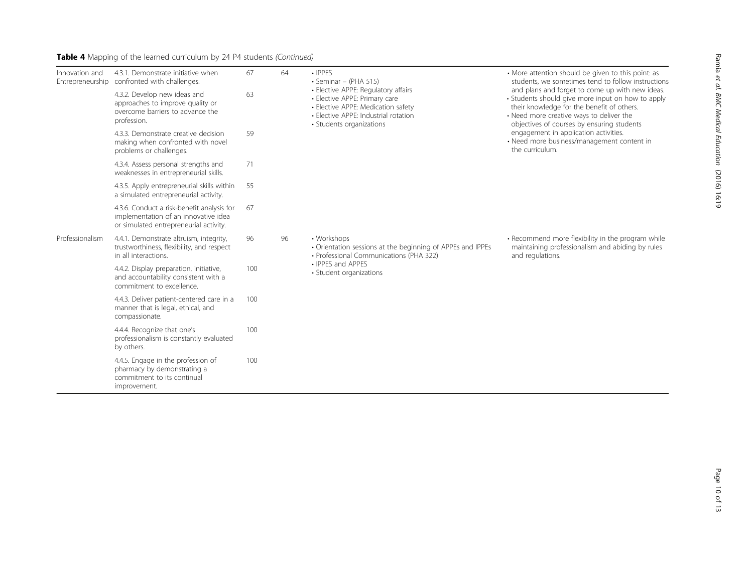**Table 4** Mapping of the learned curriculum by 24 P4 students *(Continued)*

| | | | | | |
|---|---|---|---|---|---|
| Innovation and Entrepreneurship | 4.3.1. Demonstrate initiative when confronted with challenges. | 67 | 64 | • IPPES<br>• Seminar – (PHA 515)<br>• Elective APPE: Regulatory affairs<br>• Elective APPE: Primary care<br>• Elective APPE: Medication safety<br>• Elective APPE: Industrial rotation<br>• Students organizations | • More attention should be given to this point: as students, we sometimes tend to follow instructions and plans and forget to come up with new ideas.<br>• Students should give more input on how to apply their knowledge for the benefit of others.<br>• Need more creative ways to deliver the objectives of courses by ensuring students engagement in application activities.<br>• Need more business/management content in the curriculum. |
| | 4.3.2. Develop new ideas and approaches to improve quality or overcome barriers to advance the profession. | 63 | | | |
| | 4.3.3. Demonstrate creative decision making when confronted with novel problems or challenges. | 59 | | | |
| | 4.3.4. Assess personal strengths and weaknesses in entrepreneurial skills. | 71 | | | |
| | 4.3.5. Apply entrepreneurial skills within a simulated entrepreneurial activity. | 55 | | | |
| | 4.3.6. Conduct a risk-benefit analysis for implementation of an innovative idea or simulated entrepreneurial activity. | 67 | | | |
| Professionalism | 4.4.1. Demonstrate altruism, integrity, trustworthiness, flexibility, and respect in all interactions. | 96 | 96 | • Workshops<br>• Orientation sessions at the beginning of APPEs and IPPEs<br>• Professional Communications (PHA 322)<br>• IPPES and APPES<br>• Student organizations | • Recommend more flexibility in the program while maintaining professionalism and abiding by rules and regulations. |
| | 4.4.2. Display preparation, initiative, and accountability consistent with a commitment to excellence. | 100 | | | |
| | 4.4.3. Deliver patient-centered care in a manner that is legal, ethical, and compassionate. | 100 | | | |
| | 4.4.4. Recognize that one's professionalism is constantly evaluated by others. | 100 | | | |
| | 4.4.5. Engage in the profession of pharmacy by demonstrating a commitment to its continual improvement. | 100 | | | |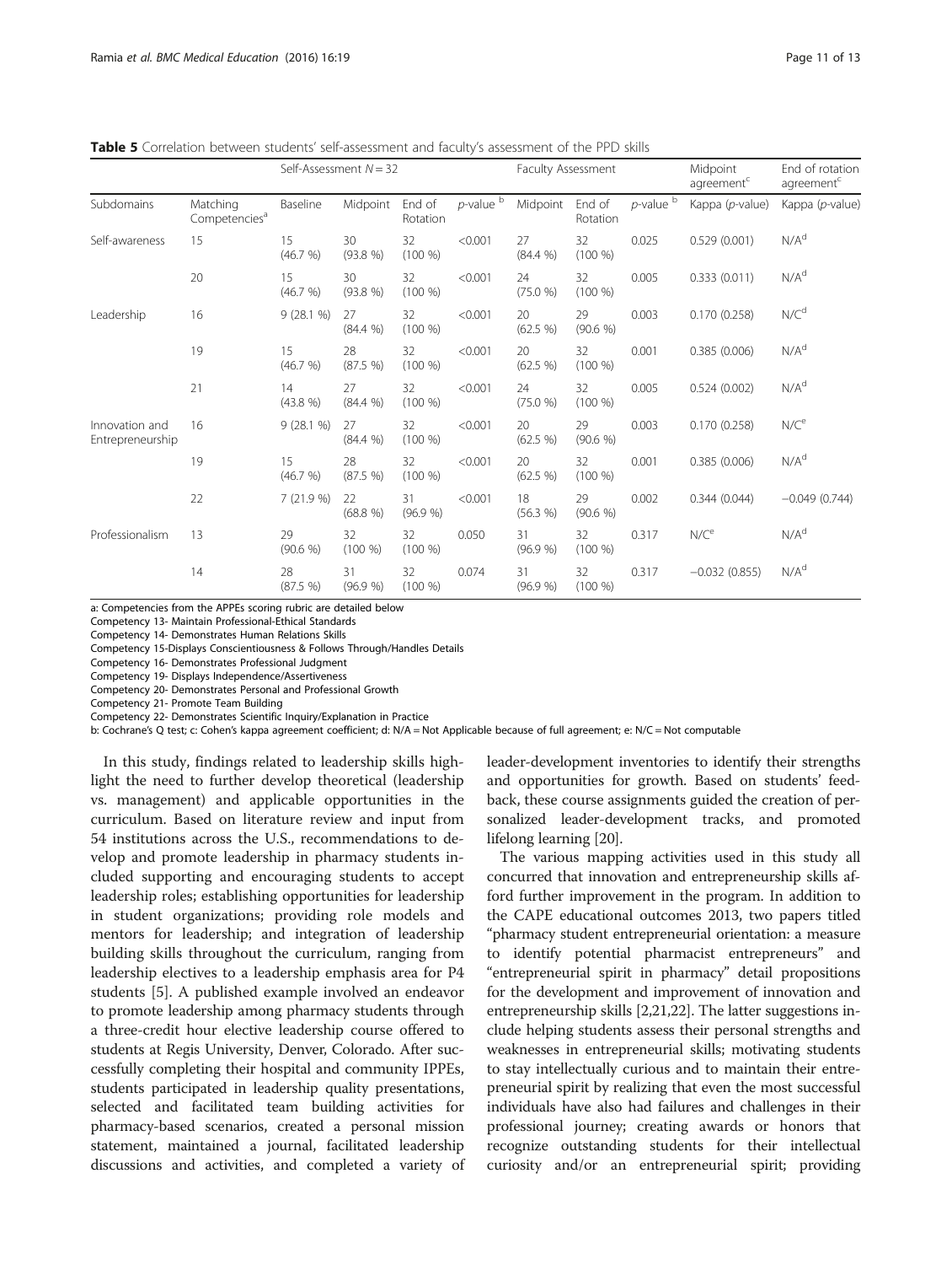**Table 5** Correlation between students' self-assessment and faculty's assessment of the PPD skills

| | | Self-Assessment $N = 32$ | | | | Faculty Assessment | | | Midpoint agreement[c] | End of rotation agreement[c] |
|---|---|---|---|---|---|---|---|---|---|---|
| Subdomains | Matching Competencies[a] | Baseline | Midpoint | End of Rotation | *p*-value [b] | Midpoint | End of Rotation | *p*-value [b] | Kappa (*p*-value) | Kappa (*p*-value) |
| Self-awareness | 15 | 15 (46.7 %) | 30 (93.8 %) | 32 (100 %) | <0.001 | 27 (84.4 %) | 32 (100 %) | 0.025 | 0.529 (0.001) | N/A[d] |
| | 20 | 15 (46.7 %) | 30 (93.8 %) | 32 (100 %) | <0.001 | 24 (75.0 %) | 32 (100 %) | 0.005 | 0.333 (0.011) | N/A[d] |
| Leadership | 16 | 9 (28.1 %) | 27 (84.4 %) | 32 (100 %) | <0.001 | 20 (62.5 %) | 29 (90.6 %) | 0.003 | 0.170 (0.258) | N/C[d] |
| | 19 | 15 (46.7 %) | 28 (87.5 %) | 32 (100 %) | <0.001 | 20 (62.5 %) | 32 (100 %) | 0.001 | 0.385 (0.006) | N/A[d] |
| | 21 | 14 (43.8 %) | 27 (84.4 %) | 32 (100 %) | <0.001 | 24 (75.0 %) | 32 (100 %) | 0.005 | 0.524 (0.002) | N/A[d] |
| Innovation and Entrepreneurship | 16 | 9 (28.1 %) | 27 (84.4 %) | 32 (100 %) | <0.001 | 20 (62.5 %) | 29 (90.6 %) | 0.003 | 0.170 (0.258) | N/C[e] |
| | 19 | 15 (46.7 %) | 28 (87.5 %) | 32 (100 %) | <0.001 | 20 (62.5 %) | 32 (100 %) | 0.001 | 0.385 (0.006) | N/A[d] |
| | 22 | 7 (21.9 %) | 22 (68.8 %) | 31 (96.9 %) | <0.001 | 18 (56.3 %) | 29 (90.6 %) | 0.002 | 0.344 (0.044) | −0.049 (0.744) |
| Professionalism | 13 | 29 (90.6 %) | 32 (100 %) | 32 (100 %) | 0.050 | 31 (96.9 %) | 32 (100 %) | 0.317 | N/C[e] | N/A[d] |
| | 14 | 28 (87.5 %) | 31 (96.9 %) | 32 (100 %) | 0.074 | 31 (96.9 %) | 32 (100 %) | 0.317 | −0.032 (0.855) | N/A[d] |

a: Competencies from the APPEs scoring rubric are detailed below
Competency 13- Maintain Professional-Ethical Standards
Competency 14- Demonstrates Human Relations Skills
Competency 15-Displays Conscientiousness & Follows Through/Handles Details
Competency 16- Demonstrates Professional Judgment
Competency 19- Displays Independence/Assertiveness
Competency 20- Demonstrates Personal and Professional Growth
Competency 21- Promote Team Building
Competency 22- Demonstrates Scientific Inquiry/Explanation in Practice
b: Cochrane's Q test; c: Cohen's kappa agreement coefficient; d: N/A = Not Applicable because of full agreement; e: N/C = Not computable

In this study, findings related to leadership skills highlight the need to further develop theoretical (leadership vs. management) and applicable opportunities in the curriculum. Based on literature review and input from 54 institutions across the U.S., recommendations to develop and promote leadership in pharmacy students included supporting and encouraging students to accept leadership roles; establishing opportunities for leadership in student organizations; providing role models and mentors for leadership; and integration of leadership building skills throughout the curriculum, ranging from leadership electives to a leadership emphasis area for P4 students [5]. A published example involved an endeavor to promote leadership among pharmacy students through a three-credit hour elective leadership course offered to students at Regis University, Denver, Colorado. After successfully completing their hospital and community IPPEs, students participated in leadership quality presentations, selected and facilitated team building activities for pharmacy-based scenarios, created a personal mission statement, maintained a journal, facilitated leadership discussions and activities, and completed a variety of leader-development inventories to identify their strengths and opportunities for growth. Based on students' feedback, these course assignments guided the creation of personalized leader-development tracks, and promoted lifelong learning [20].

The various mapping activities used in this study all concurred that innovation and entrepreneurship skills afford further improvement in the program. In addition to the CAPE educational outcomes 2013, two papers titled "pharmacy student entrepreneurial orientation: a measure to identify potential pharmacist entrepreneurs" and "entrepreneurial spirit in pharmacy" detail propositions for the development and improvement of innovation and entrepreneurship skills [2,21,22]. The latter suggestions include helping students assess their personal strengths and weaknesses in entrepreneurial skills; motivating students to stay intellectually curious and to maintain their entrepreneurial spirit by realizing that even the most successful individuals have also had failures and challenges in their professional journey; creating awards or honors that recognize outstanding students for their intellectual curiosity and/or an entrepreneurial spirit; providing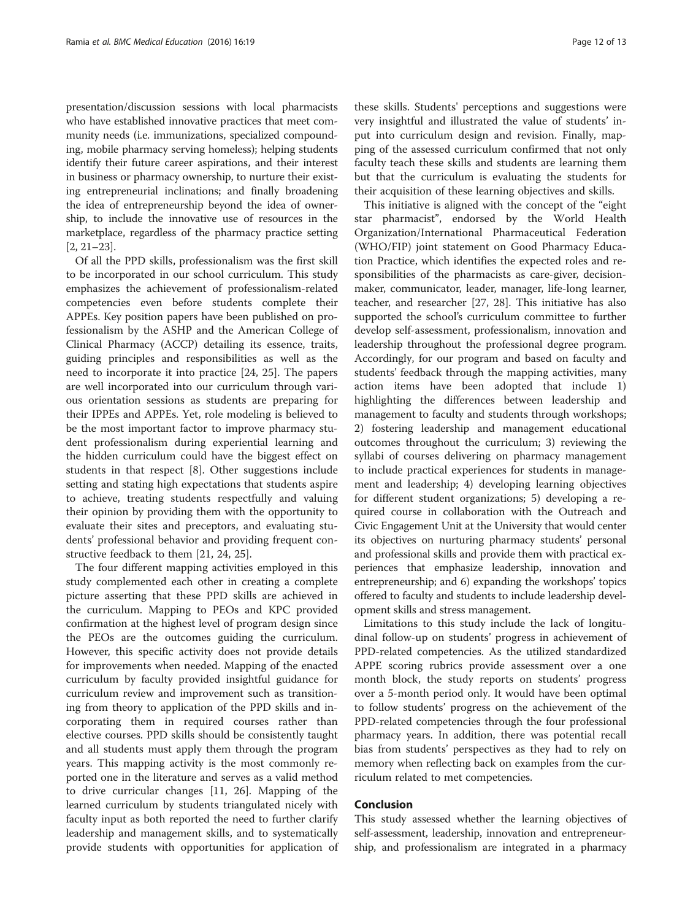presentation/discussion sessions with local pharmacists who have established innovative practices that meet community needs (i.e. immunizations, specialized compounding, mobile pharmacy serving homeless); helping students identify their future career aspirations, and their interest in business or pharmacy ownership, to nurture their existing entrepreneurial inclinations; and finally broadening the idea of entrepreneurship beyond the idea of ownership, to include the innovative use of resources in the marketplace, regardless of the pharmacy practice setting [2, 21–23].

Of all the PPD skills, professionalism was the first skill to be incorporated in our school curriculum. This study emphasizes the achievement of professionalism-related competencies even before students complete their APPEs. Key position papers have been published on professionalism by the ASHP and the American College of Clinical Pharmacy (ACCP) detailing its essence, traits, guiding principles and responsibilities as well as the need to incorporate it into practice [24, 25]. The papers are well incorporated into our curriculum through various orientation sessions as students are preparing for their IPPEs and APPEs. Yet, role modeling is believed to be the most important factor to improve pharmacy student professionalism during experiential learning and the hidden curriculum could have the biggest effect on students in that respect [8]. Other suggestions include setting and stating high expectations that students aspire to achieve, treating students respectfully and valuing their opinion by providing them with the opportunity to evaluate their sites and preceptors, and evaluating students' professional behavior and providing frequent constructive feedback to them [21, 24, 25].

The four different mapping activities employed in this study complemented each other in creating a complete picture asserting that these PPD skills are achieved in the curriculum. Mapping to PEOs and KPC provided confirmation at the highest level of program design since the PEOs are the outcomes guiding the curriculum. However, this specific activity does not provide details for improvements when needed. Mapping of the enacted curriculum by faculty provided insightful guidance for curriculum review and improvement such as transitioning from theory to application of the PPD skills and incorporating them in required courses rather than elective courses. PPD skills should be consistently taught and all students must apply them through the program years. This mapping activity is the most commonly reported one in the literature and serves as a valid method to drive curricular changes [11, 26]. Mapping of the learned curriculum by students triangulated nicely with faculty input as both reported the need to further clarify leadership and management skills, and to systematically provide students with opportunities for application of these skills. Students' perceptions and suggestions were very insightful and illustrated the value of students' input into curriculum design and revision. Finally, mapping of the assessed curriculum confirmed that not only faculty teach these skills and students are learning them but that the curriculum is evaluating the students for their acquisition of these learning objectives and skills.

This initiative is aligned with the concept of the "eight star pharmacist", endorsed by the World Health Organization/International Pharmaceutical Federation (WHO/FIP) joint statement on Good Pharmacy Education Practice, which identifies the expected roles and responsibilities of the pharmacists as care-giver, decision-maker, communicator, leader, manager, life-long learner, teacher, and researcher [27, 28]. This initiative has also supported the school's curriculum committee to further develop self-assessment, professionalism, innovation and leadership throughout the professional degree program. Accordingly, for our program and based on faculty and students' feedback through the mapping activities, many action items have been adopted that include 1) highlighting the differences between leadership and management to faculty and students through workshops; 2) fostering leadership and management educational outcomes throughout the curriculum; 3) reviewing the syllabi of courses delivering on pharmacy management to include practical experiences for students in management and leadership; 4) developing learning objectives for different student organizations; 5) developing a required course in collaboration with the Outreach and Civic Engagement Unit at the University that would center its objectives on nurturing pharmacy students' personal and professional skills and provide them with practical experiences that emphasize leadership, innovation and entrepreneurship; and 6) expanding the workshops' topics offered to faculty and students to include leadership development skills and stress management.

Limitations to this study include the lack of longitudinal follow-up on students' progress in achievement of PPD-related competencies. As the utilized standardized APPE scoring rubrics provide assessment over a one month block, the study reports on students' progress over a 5-month period only. It would have been optimal to follow students' progress on the achievement of the PPD-related competencies through the four professional pharmacy years. In addition, there was potential recall bias from students' perspectives as they had to rely on memory when reflecting back on examples from the curriculum related to met competencies.

## Conclusion

This study assessed whether the learning objectives of self-assessment, leadership, innovation and entrepreneurship, and professionalism are integrated in a pharmacy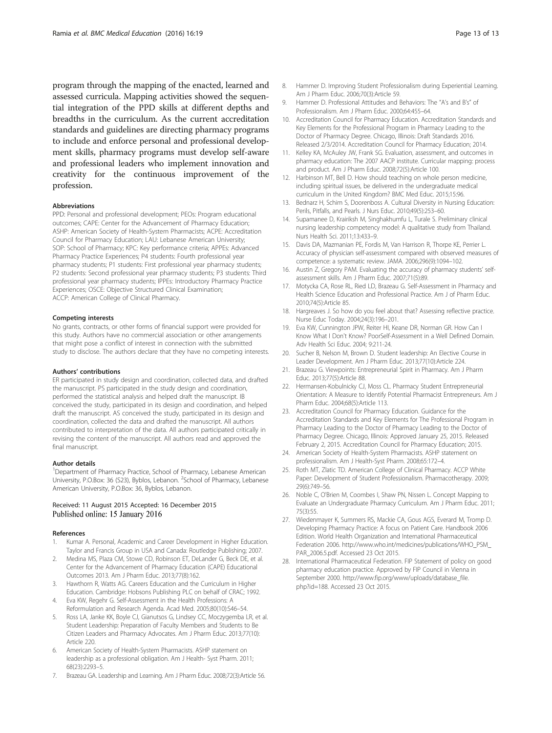program through the mapping of the enacted, learned and assessed curricula. Mapping activities showed the sequential integration of the PPD skills at different depths and breadths in the curriculum. As the current accreditation standards and guidelines are directing pharmacy programs to include and enforce personal and professional development skills, pharmacy programs must develop self-aware and professional leaders who implement innovation and creativity for the continuous improvement of the profession.

#### Abbreviations

PPD: Personal and professional development; PEOs: Program educational outcomes; CAPE: Center for the Advancement of Pharmacy Education; ASHP: American Society of Health-System Pharmacists; ACPE: Accreditation Council for Pharmacy Education; LAU: Lebanese American University; SOP: School of Pharmacy; KPC: Key performance criteria; APPEs: Advanced Pharmacy Practice Experiences; P4 students: Fourth professional year pharmacy students; P1 students: First professional year pharmacy students; P2 students: Second professional year pharmacy students; P3 students: Third professional year pharmacy students; IPPEs: Introductory Pharmacy Practice Experiences; OSCE: Objective Structured Clinical Examination; ACCP: American College of Clinical Pharmacy.

#### Competing interests

No grants, contracts, or other forms of financial support were provided for this study. Authors have no commercial association or other arrangements that might pose a conflict of interest in connection with the submitted study to disclose. The authors declare that they have no competing interests.

#### Authors' contributions

ER participated in study design and coordination, collected data, and drafted the manuscript. PS participated in the study design and coordination, performed the statistical analysis and helped draft the manuscript. IB conceived the study, participated in its design and coordination, and helped draft the manuscript. AS conceived the study, participated in its design and coordination, collected the data and drafted the manuscript. All authors contributed to interpretation of the data. All authors participated critically in revising the content of the manuscript. All authors read and approved the final manuscript.

#### Author details

[1]Department of Pharmacy Practice, School of Pharmacy, Lebanese American University, P.O.Box: 36 (S23), Byblos, Lebanon. [2]School of Pharmacy, Lebanese American University, P.O.Box: 36, Byblos, Lebanon.

Received: 11 August 2015 Accepted: 16 December 2015
Published online: 15 January 2016

#### References

1. Kumar A. Personal, Academic and Career Development in Higher Education. Taylor and Francis Group in USA and Canada: Routledge Publishing; 2007.
2. Medina MS, Plaza CM, Stowe CD, Robinson ET, DeLander G, Beck DE, et al. Center for the Advancement of Pharmacy Education (CAPE) Educational Outcomes 2013. Am J Pharm Educ. 2013;77(8):162.
3. Hawthorn R, Watts AG. Careers Education and the Curriculum in Higher Education. Cambridge: Hobsons Publishing PLC on behalf of CRAC; 1992.
4. Eva KW, Regehr G. Self-Assessment in the Health Professions: A Reformulation and Research Agenda. Acad Med. 2005;80(10):S46–54.
5. Ross LA, Janke KK, Boyle CJ, Gianutsos G, Lindsey CC, Moczygemba LR, et al. Student Leadership: Preparation of Faculty Members and Students to Be Citizen Leaders and Pharmacy Advocates. Am J Pharm Educ. 2013;77(10): Article 220.
6. American Society of Health-System Pharmacists. ASHP statement on leadership as a professional obligation. Am J Health- Syst Pharm. 2011; 68(23):2293–5.
7. Brazeau GA. Leadership and Learning. Am J Pharm Educ. 2008;72(3):Article 56.
8. Hammer D. Improving Student Professionalism during Experiential Learning. Am J Pharm Educ. 2006;70(3):Article 59.
9. Hammer D. Professional Attitudes and Behaviors: The "A's and B's" of Professionalism. Am J Pharm Educ. 2000;64:455–64.
10. Accreditation Council for Pharmacy Education. Accreditation Standards and Key Elements for the Professional Program in Pharmacy Leading to the Doctor of Pharmacy Degree. Chicago, Illinois: Draft Standards 2016. Released 2/3/2014. Accreditation Council for Pharmacy Education; 2014.
11. Kelley KA, McAuley JW, Frank SG. Evaluation, assessment, and outcomes in pharmacy education: The 2007 AACP institute. Curricular mapping: process and product. Am J Pharm Educ. 2008;72(5):Article 100.
12. Harbinson MT, Bell D. How should teaching on whole person medicine, including spiritual issues, be delivered in the undergraduate medical curriculum in the United Kingdom? BMC Med Educ. 2015;15:96.
13. Bednarz H, Schim S, Doorenboss A. Cultural Diversity in Nursing Education: Perils, Pitfalls, and Pearls. J Nurs Educ. 2010;49(5):253–60.
14. Supamanee D, Krairiksh M, Singhakhumfu L, Turale S. Preliminary clinical nursing leadership competency model: A qualitative study from Thailand. Nurs Health Sci. 2011;13:433–9.
15. Davis DA, Mazmanian PE, Fordis M, Van Harrison R, Thorpe KE, Perrier L. Accuracy of physician self-assessment compared with observed measures of competence: a systematic review. JAMA. 2006;296(9):1094–102.
16. Austin Z, Gregory PAM. Evaluating the accuracy of pharmacy students' self-assessment skills. Am J Pharm Educ. 2007;71(5):89.
17. Motycka CA, Rose RL, Ried LD, Brazeau G. Self-Assessment in Pharmacy and Health Science Education and Professional Practice. Am J of Pharm Educ. 2010;74(5):Article 85.
18. Hargreaves J. So how do you feel about that? Assessing reflective practice. Nurse Educ Today. 2004;24(3):196–201.
19. Eva KW, Cunnington JPW, Reiter HI, Keane DR, Norman GR. How Can I Know What I Don't Know? PoorSelf-Assessment in a Well Defined Domain. Adv Health Sci Educ. 2004; 9:211-24.
20. Sucher B, Nelson M, Brown D. Student leadership: An Elective Course in Leader Development. Am J Pharm Educ. 2013;77(10):Article 224.
21. Brazeau G. Viewpoints: Entrepreneurial Spirit in Pharmacy. Am J Pharm Educ. 2013;77(5):Article 88.
22. Hermansen-Kobulnicky CJ, Moss CL. Pharmacy Student Entrepreneurial Orientation: A Measure to Identify Potential Pharmacist Entrepreneurs. Am J Pharm Educ. 2004;68(5):Article 113.
23. Accreditation Council for Pharmacy Education. Guidance for the Accreditation Standards and Key Elements for The Professional Program in Pharmacy Leading to the Doctor of Pharmacy Leading to the Doctor of Pharmacy Degree. Chicago, Illinois: Approved January 25, 2015. Released February 2, 2015. Accreditation Council for Pharmacy Education; 2015.
24. American Society of Health-System Pharmacists. ASHP statement on professionalism. Am J Health-Syst Pharm. 2008;65:172–4.
25. Roth MT, Zlatic TD. American College of Clinical Pharmacy. ACCP White Paper: Development of Student Professionalism. Pharmacotherapy. 2009; 29(6):749–56.
26. Noble C, O'Brien M, Coombes I, Shaw PN, Nissen L. Concept Mapping to Evaluate an Undergraduate Pharmacy Curriculum. Am J Pharm Educ. 2011; 75(3):55.
27. Wiedenmayer K, Summers RS, Mackie CA, Gous AGS, Everard M, Tromp D. Developing Pharmacy Practice: A focus on Patient Care. Handbook 2006 Edition. World Health Organization and International Pharmaceutical Federation 2006. http://www.who.int/medicines/publications/WHO_PSM_PAR_2006.5.pdf. Accessed 23 Oct 2015.
28. International Pharmaceutical Federation. FIP Statement of policy on good pharmacy education practice. Approved by FIP Council in Vienna in September 2000. http://www.fip.org/www/uploads/database_file.php?id=188. Accessed 23 Oct 2015.